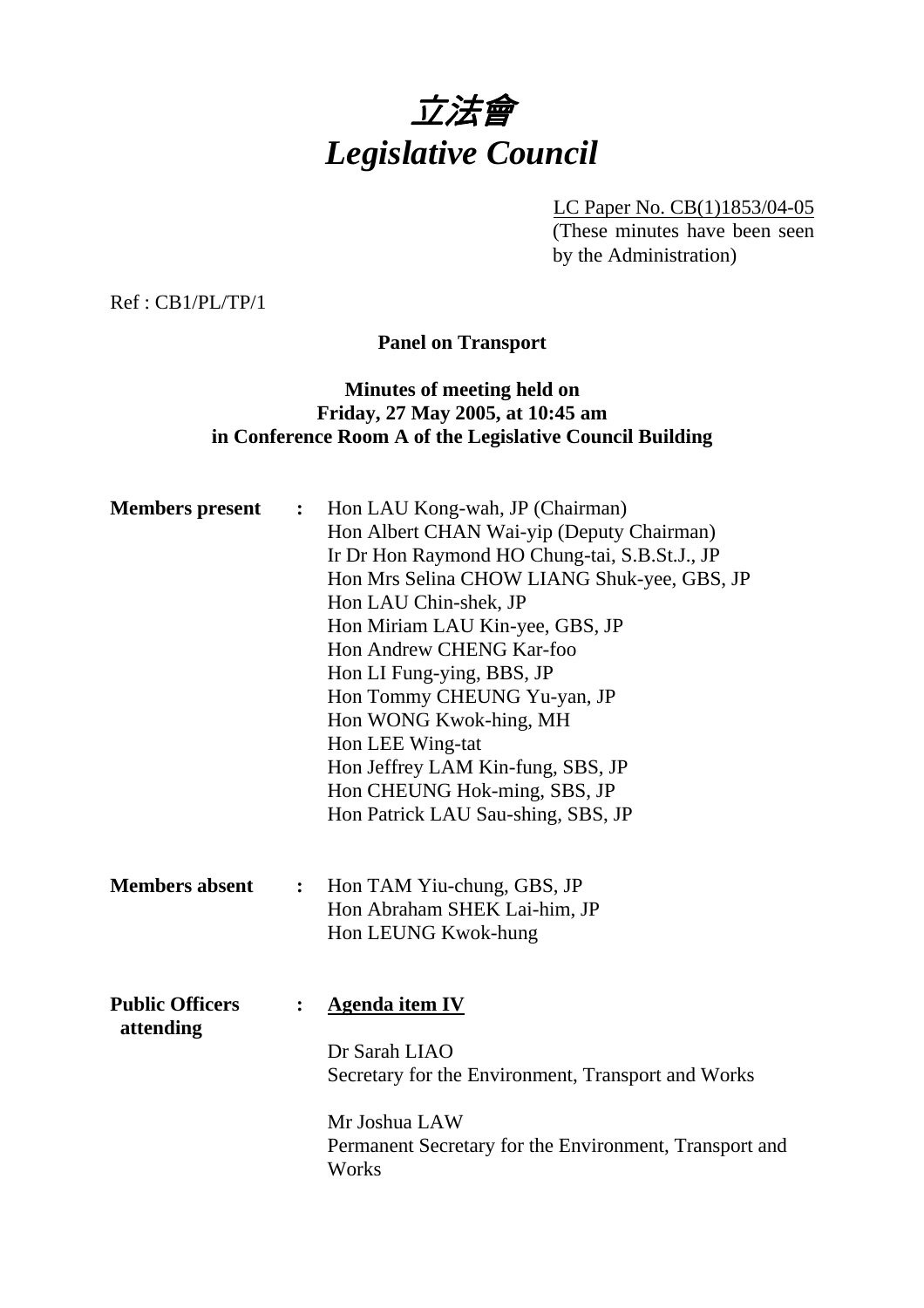# 立法會
# *Legislative Council*

LC Paper No. CB(1)1853/04-05
(These minutes have been seen by the Administration)

Ref : CB1/PL/TP/1

**Panel on Transport**

**Minutes of meeting held on**
**Friday, 27 May 2005, at 10:45 am**
**in Conference Room A of the Legislative Council Building**

**Members present :**
Hon LAU Kong-wah, JP (Chairman)
Hon Albert CHAN Wai-yip (Deputy Chairman)
Ir Dr Hon Raymond HO Chung-tai, S.B.St.J., JP
Hon Mrs Selina CHOW LIANG Shuk-yee, GBS, JP
Hon LAU Chin-shek, JP
Hon Miriam LAU Kin-yee, GBS, JP
Hon Andrew CHENG Kar-foo
Hon LI Fung-ying, BBS, JP
Hon Tommy CHEUNG Yu-yan, JP
Hon WONG Kwok-hing, MH
Hon LEE Wing-tat
Hon Jeffrey LAM Kin-fung, SBS, JP
Hon CHEUNG Hok-ming, SBS, JP
Hon Patrick LAU Sau-shing, SBS, JP

**Members absent :**
Hon TAM Yiu-chung, GBS, JP
Hon Abraham SHEK Lai-him, JP
Hon LEUNG Kwok-hung

**Public Officers attending :**

**Agenda item IV**

Dr Sarah LIAO
Secretary for the Environment, Transport and Works

Mr Joshua LAW
Permanent Secretary for the Environment, Transport and Works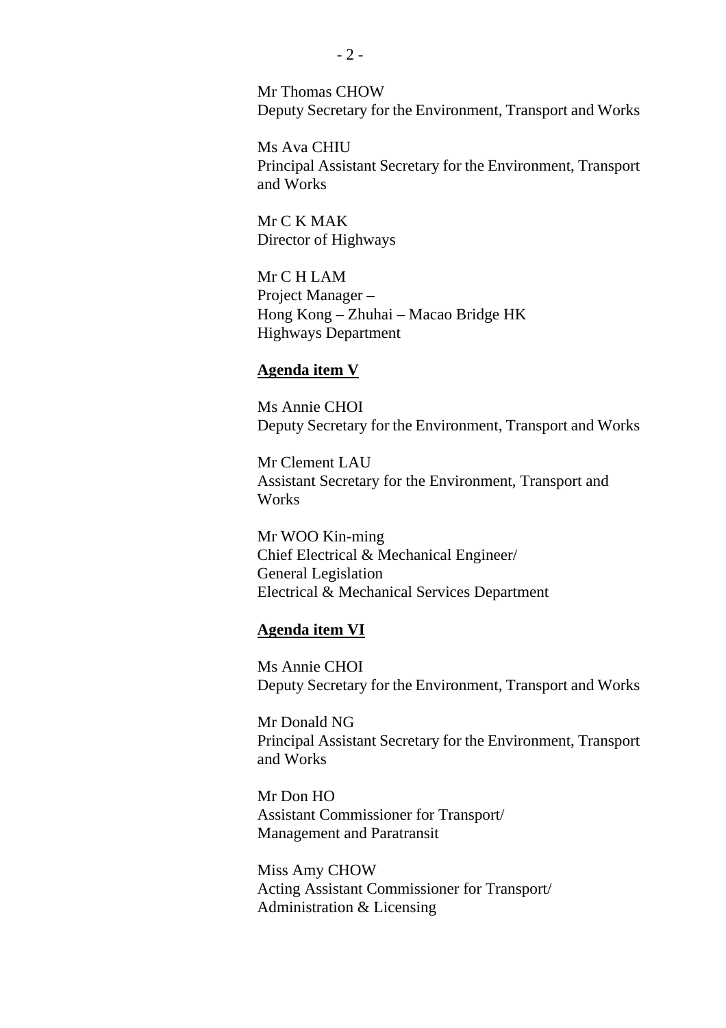Mr Thomas CHOW
Deputy Secretary for the Environment, Transport and Works

Ms Ava CHIU
Principal Assistant Secretary for the Environment, Transport and Works

Mr C K MAK
Director of Highways

Mr C H LAM
Project Manager –
Hong Kong – Zhuhai – Macao Bridge HK
Highways Department

**Agenda item V**

Ms Annie CHOI
Deputy Secretary for the Environment, Transport and Works

Mr Clement LAU
Assistant Secretary for the Environment, Transport and Works

Mr WOO Kin-ming
Chief Electrical & Mechanical Engineer/
General Legislation
Electrical & Mechanical Services Department

**Agenda item VI**

Ms Annie CHOI
Deputy Secretary for the Environment, Transport and Works

Mr Donald NG
Principal Assistant Secretary for the Environment, Transport and Works

Mr Don HO
Assistant Commissioner for Transport/
Management and Paratransit

Miss Amy CHOW
Acting Assistant Commissioner for Transport/
Administration & Licensing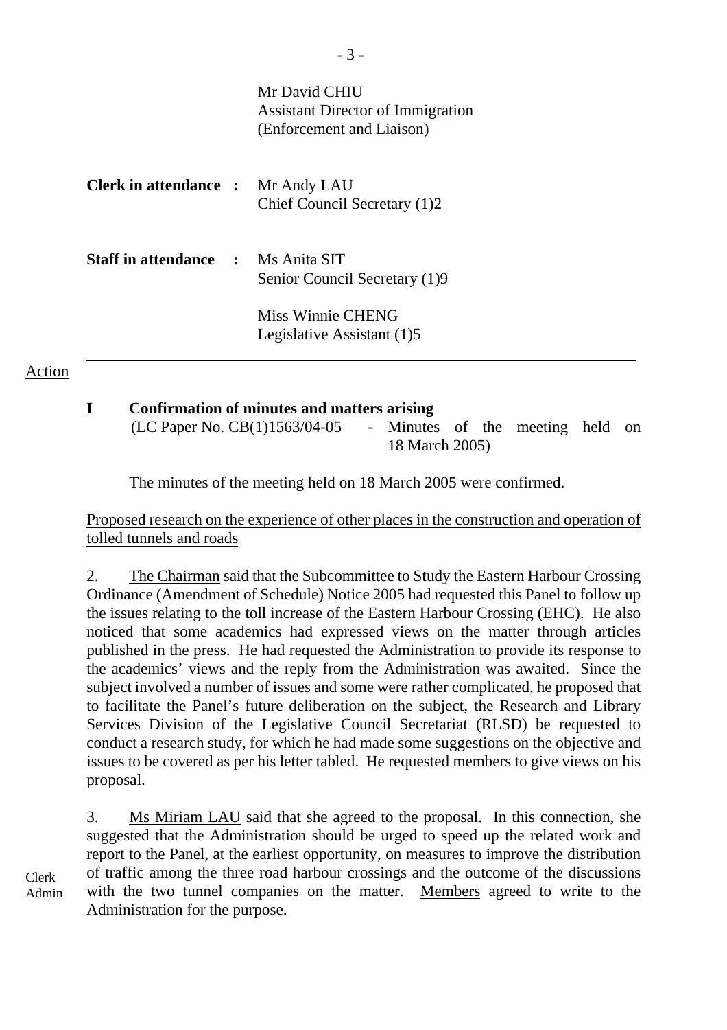| | |
|---|---|
| | Mr David CHIU<br>Assistant Director of Immigration<br>(Enforcement and Liaison) |
| **Clerk in attendance :** | Mr Andy LAU<br>Chief Council Secretary (1)2 |
| **Staff in attendance :** | Ms Anita SIT<br>Senior Council Secretary (1)9 |
| | Miss Winnie CHENG<br>Legislative Assistant (1)5 |

---

Action

**I Confirmation of minutes and matters arising**

(LC Paper No. CB(1)1563/04-05 - Minutes of the meeting held on 18 March 2005)

The minutes of the meeting held on 18 March 2005 were confirmed.

Proposed research on the experience of other places in the construction and operation of tolled tunnels and roads

2. The Chairman said that the Subcommittee to Study the Eastern Harbour Crossing Ordinance (Amendment of Schedule) Notice 2005 had requested this Panel to follow up the issues relating to the toll increase of the Eastern Harbour Crossing (EHC). He also noticed that some academics had expressed views on the matter through articles published in the press. He had requested the Administration to provide its response to the academics' views and the reply from the Administration was awaited. Since the subject involved a number of issues and some were rather complicated, he proposed that to facilitate the Panel's future deliberation on the subject, the Research and Library Services Division of the Legislative Council Secretariat (RLSD) be requested to conduct a research study, for which he had made some suggestions on the objective and issues to be covered as per his letter tabled. He requested members to give views on his proposal.

3. Ms Miriam LAU said that she agreed to the proposal. In this connection, she suggested that the Administration should be urged to speed up the related work and report to the Panel, at the earliest opportunity, on measures to improve the distribution of traffic among the three road harbour crossings and the outcome of the discussions with the two tunnel companies on the matter. Members agreed to write to the Administration for the purpose.

Clerk
Admin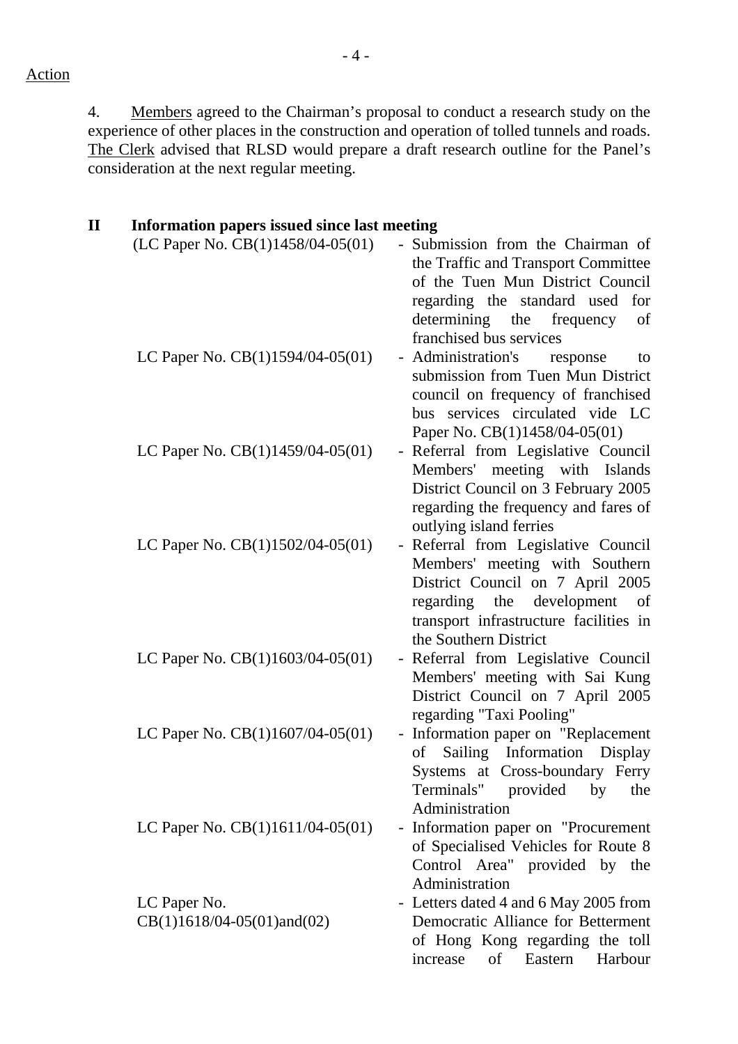Action

4. <u>Members</u> agreed to the Chairman's proposal to conduct a research study on the experience of other places in the construction and operation of tolled tunnels and roads. <u>The Clerk</u> advised that RLSD would prepare a draft research outline for the Panel's consideration at the next regular meeting.

## II Information papers issued since last meeting

| | |
|---|---|
| (LC Paper No. CB(1)1458/04-05(01) | - Submission from the Chairman of the Traffic and Transport Committee of the Tuen Mun District Council regarding the standard used for determining the frequency of franchised bus services |
| LC Paper No. CB(1)1594/04-05(01) | - Administration's response to submission from Tuen Mun District council on frequency of franchised bus services circulated vide LC Paper No. CB(1)1458/04-05(01) |
| LC Paper No. CB(1)1459/04-05(01) | - Referral from Legislative Council Members' meeting with Islands District Council on 3 February 2005 regarding the frequency and fares of outlying island ferries |
| LC Paper No. CB(1)1502/04-05(01) | - Referral from Legislative Council Members' meeting with Southern District Council on 7 April 2005 regarding the development of transport infrastructure facilities in the Southern District |
| LC Paper No. CB(1)1603/04-05(01) | - Referral from Legislative Council Members' meeting with Sai Kung District Council on 7 April 2005 regarding "Taxi Pooling" |
| LC Paper No. CB(1)1607/04-05(01) | - Information paper on "Replacement of Sailing Information Display Systems at Cross-boundary Ferry Terminals" provided by the Administration |
| LC Paper No. CB(1)1611/04-05(01) | - Information paper on "Procurement of Specialised Vehicles for Route 8 Control Area" provided by the Administration |
| LC Paper No. CB(1)1618/04-05(01)and(02) | - Letters dated 4 and 6 May 2005 from Democratic Alliance for Betterment of Hong Kong regarding the toll increase of Eastern Harbour |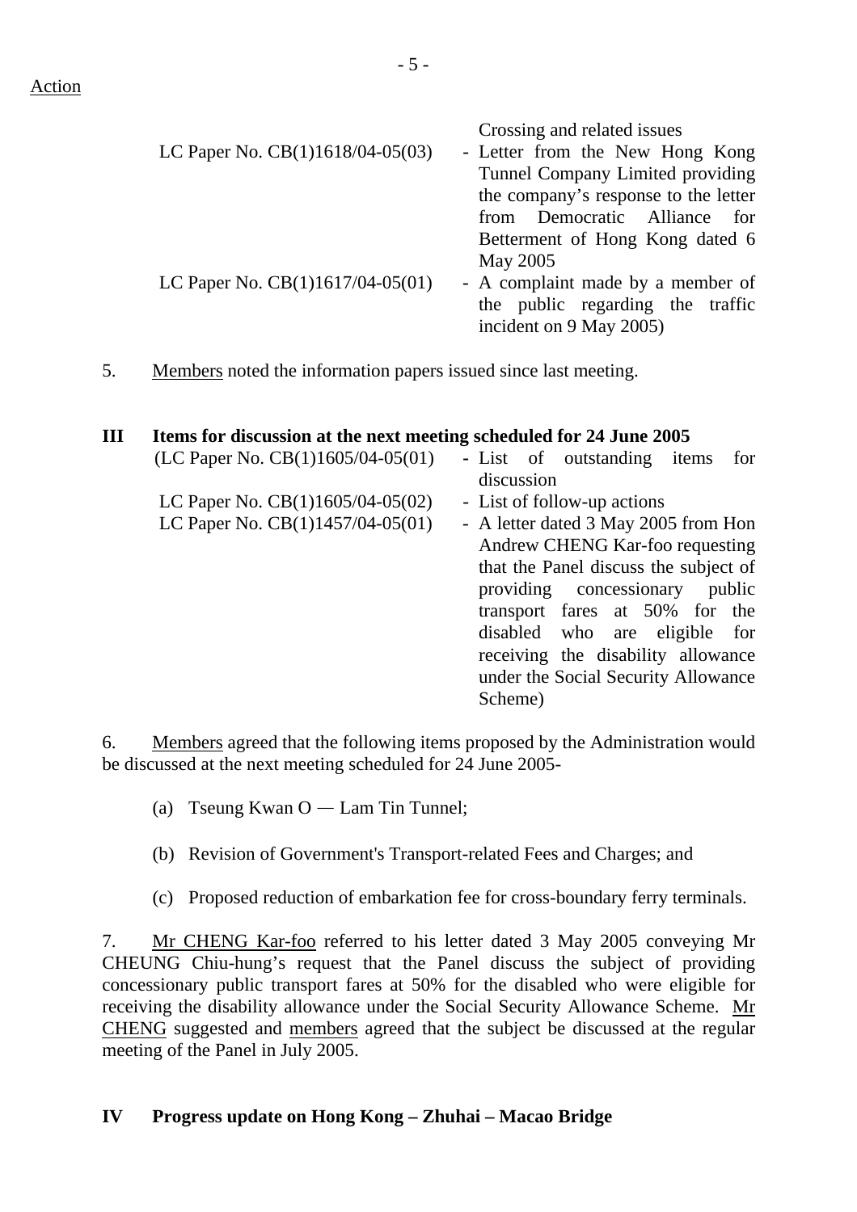Action

| | |
|---|---|
| | Crossing and related issues |
| LC Paper No. CB(1)1618/04-05(03) | - Letter from the New Hong Kong Tunnel Company Limited providing the company's response to the letter from Democratic Alliance for Betterment of Hong Kong dated 6 May 2005 |
| LC Paper No. CB(1)1617/04-05(01) | - A complaint made by a member of the public regarding the traffic incident on 9 May 2005) |

5. Members noted the information papers issued since last meeting.

## III Items for discussion at the next meeting scheduled for 24 June 2005

| | |
|---|---|
| (LC Paper No. CB(1)1605/04-05(01) | - List of outstanding items for discussion |
| LC Paper No. CB(1)1605/04-05(02) | - List of follow-up actions |
| LC Paper No. CB(1)1457/04-05(01) | - A letter dated 3 May 2005 from Hon Andrew CHENG Kar-foo requesting that the Panel discuss the subject of providing concessionary public transport fares at 50% for the disabled who are eligible for receiving the disability allowance under the Social Security Allowance Scheme) |

6. Members agreed that the following items proposed by the Administration would be discussed at the next meeting scheduled for 24 June 2005-

(a) Tseung Kwan O — Lam Tin Tunnel;

(b) Revision of Government's Transport-related Fees and Charges; and

(c) Proposed reduction of embarkation fee for cross-boundary ferry terminals.

7. Mr CHENG Kar-foo referred to his letter dated 3 May 2005 conveying Mr CHEUNG Chiu-hung's request that the Panel discuss the subject of providing concessionary public transport fares at 50% for the disabled who were eligible for receiving the disability allowance under the Social Security Allowance Scheme. Mr CHENG suggested and members agreed that the subject be discussed at the regular meeting of the Panel in July 2005.

## IV Progress update on Hong Kong – Zhuhai – Macao Bridge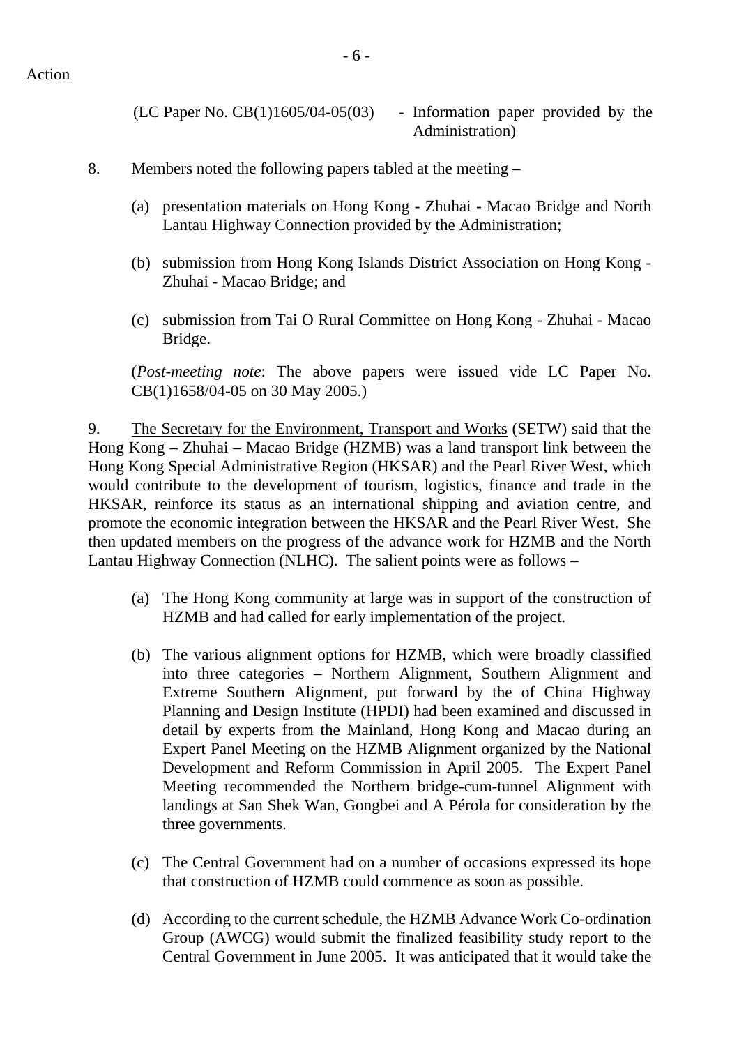Action

(LC Paper No. CB(1)1605/04-05(03) - Information paper provided by the Administration)

8. Members noted the following papers tabled at the meeting –

(a) presentation materials on Hong Kong - Zhuhai - Macao Bridge and North Lantau Highway Connection provided by the Administration;

(b) submission from Hong Kong Islands District Association on Hong Kong - Zhuhai - Macao Bridge; and

(c) submission from Tai O Rural Committee on Hong Kong - Zhuhai - Macao Bridge.

(*Post-meeting note*: The above papers were issued vide LC Paper No. CB(1)1658/04-05 on 30 May 2005.)

9. The Secretary for the Environment, Transport and Works (SETW) said that the Hong Kong – Zhuhai – Macao Bridge (HZMB) was a land transport link between the Hong Kong Special Administrative Region (HKSAR) and the Pearl River West, which would contribute to the development of tourism, logistics, finance and trade in the HKSAR, reinforce its status as an international shipping and aviation centre, and promote the economic integration between the HKSAR and the Pearl River West. She then updated members on the progress of the advance work for HZMB and the North Lantau Highway Connection (NLHC). The salient points were as follows –

(a) The Hong Kong community at large was in support of the construction of HZMB and had called for early implementation of the project.

(b) The various alignment options for HZMB, which were broadly classified into three categories – Northern Alignment, Southern Alignment and Extreme Southern Alignment, put forward by the of China Highway Planning and Design Institute (HPDI) had been examined and discussed in detail by experts from the Mainland, Hong Kong and Macao during an Expert Panel Meeting on the HZMB Alignment organized by the National Development and Reform Commission in April 2005. The Expert Panel Meeting recommended the Northern bridge-cum-tunnel Alignment with landings at San Shek Wan, Gongbei and A Pérola for consideration by the three governments.

(c) The Central Government had on a number of occasions expressed its hope that construction of HZMB could commence as soon as possible.

(d) According to the current schedule, the HZMB Advance Work Co-ordination Group (AWCG) would submit the finalized feasibility study report to the Central Government in June 2005. It was anticipated that it would take the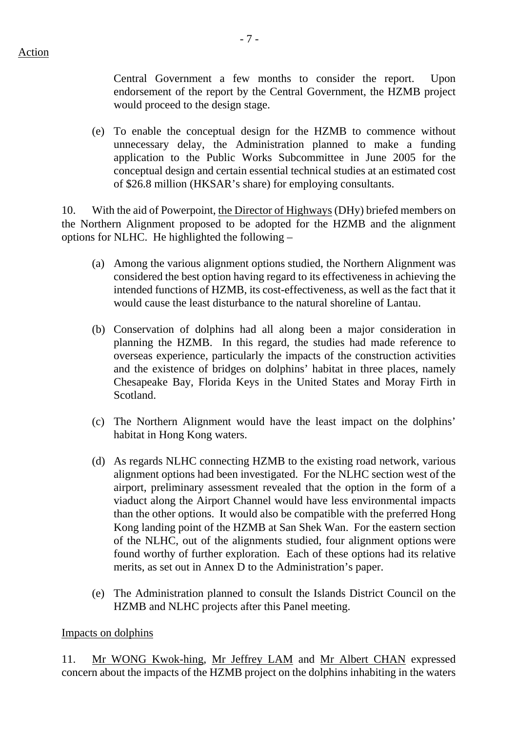Action

Central Government a few months to consider the report. Upon endorsement of the report by the Central Government, the HZMB project would proceed to the design stage.

(e) To enable the conceptual design for the HZMB to commence without unnecessary delay, the Administration planned to make a funding application to the Public Works Subcommittee in June 2005 for the conceptual design and certain essential technical studies at an estimated cost of $26.8 million (HKSAR's share) for employing consultants.

10. With the aid of Powerpoint, the Director of Highways (DHy) briefed members on the Northern Alignment proposed to be adopted for the HZMB and the alignment options for NLHC. He highlighted the following –

(a) Among the various alignment options studied, the Northern Alignment was considered the best option having regard to its effectiveness in achieving the intended functions of HZMB, its cost-effectiveness, as well as the fact that it would cause the least disturbance to the natural shoreline of Lantau.

(b) Conservation of dolphins had all along been a major consideration in planning the HZMB. In this regard, the studies had made reference to overseas experience, particularly the impacts of the construction activities and the existence of bridges on dolphins' habitat in three places, namely Chesapeake Bay, Florida Keys in the United States and Moray Firth in Scotland.

(c) The Northern Alignment would have the least impact on the dolphins' habitat in Hong Kong waters.

(d) As regards NLHC connecting HZMB to the existing road network, various alignment options had been investigated. For the NLHC section west of the airport, preliminary assessment revealed that the option in the form of a viaduct along the Airport Channel would have less environmental impacts than the other options. It would also be compatible with the preferred Hong Kong landing point of the HZMB at San Shek Wan. For the eastern section of the NLHC, out of the alignments studied, four alignment options were found worthy of further exploration. Each of these options had its relative merits, as set out in Annex D to the Administration's paper.

(e) The Administration planned to consult the Islands District Council on the HZMB and NLHC projects after this Panel meeting.

Impacts on dolphins

11. Mr WONG Kwok-hing, Mr Jeffrey LAM and Mr Albert CHAN expressed concern about the impacts of the HZMB project on the dolphins inhabiting in the waters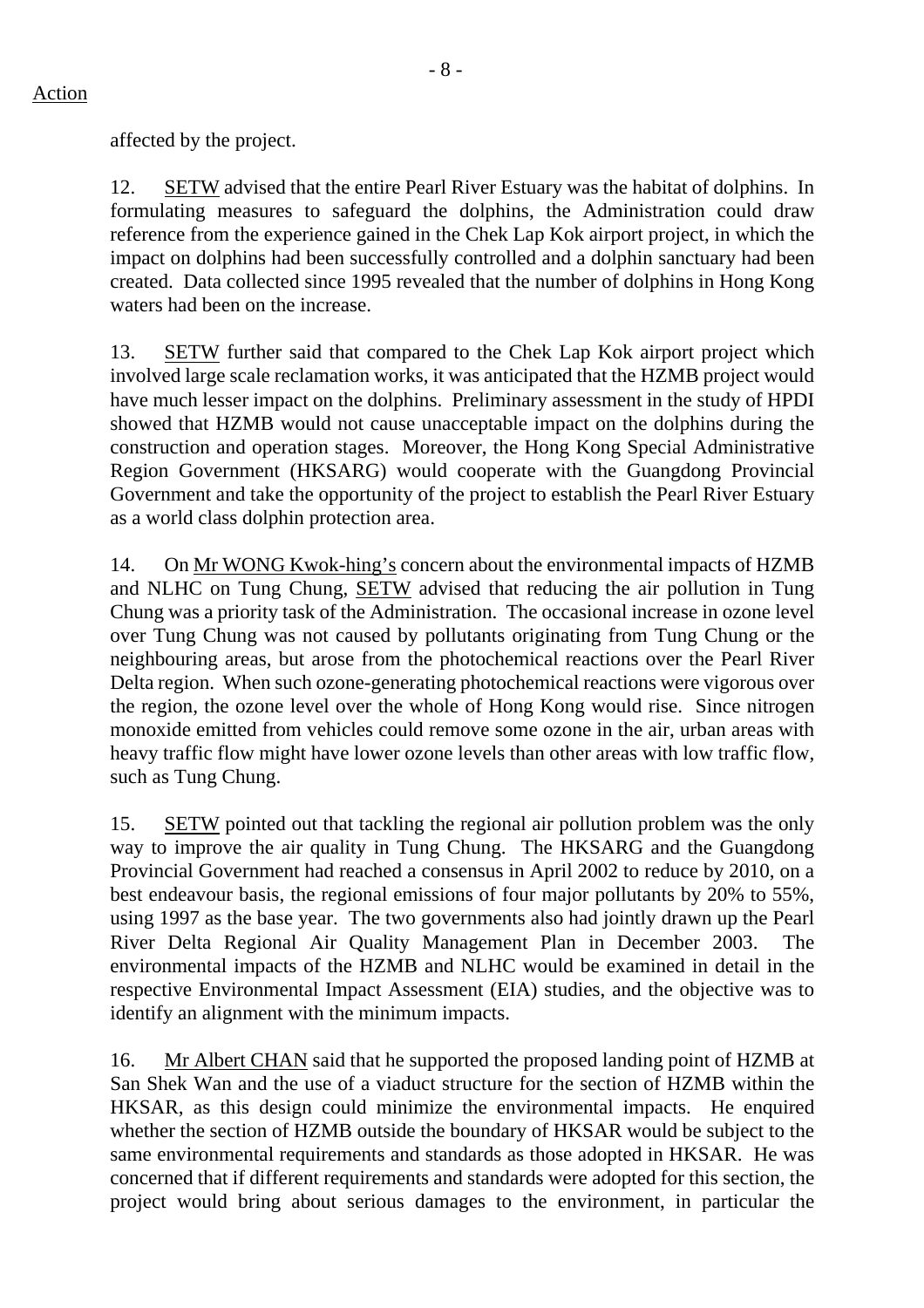Action

affected by the project.

12. SETW advised that the entire Pearl River Estuary was the habitat of dolphins. In formulating measures to safeguard the dolphins, the Administration could draw reference from the experience gained in the Chek Lap Kok airport project, in which the impact on dolphins had been successfully controlled and a dolphin sanctuary had been created. Data collected since 1995 revealed that the number of dolphins in Hong Kong waters had been on the increase.

13. SETW further said that compared to the Chek Lap Kok airport project which involved large scale reclamation works, it was anticipated that the HZMB project would have much lesser impact on the dolphins. Preliminary assessment in the study of HPDI showed that HZMB would not cause unacceptable impact on the dolphins during the construction and operation stages. Moreover, the Hong Kong Special Administrative Region Government (HKSARG) would cooperate with the Guangdong Provincial Government and take the opportunity of the project to establish the Pearl River Estuary as a world class dolphin protection area.

14. On Mr WONG Kwok-hing's concern about the environmental impacts of HZMB and NLHC on Tung Chung, SETW advised that reducing the air pollution in Tung Chung was a priority task of the Administration. The occasional increase in ozone level over Tung Chung was not caused by pollutants originating from Tung Chung or the neighbouring areas, but arose from the photochemical reactions over the Pearl River Delta region. When such ozone-generating photochemical reactions were vigorous over the region, the ozone level over the whole of Hong Kong would rise. Since nitrogen monoxide emitted from vehicles could remove some ozone in the air, urban areas with heavy traffic flow might have lower ozone levels than other areas with low traffic flow, such as Tung Chung.

15. SETW pointed out that tackling the regional air pollution problem was the only way to improve the air quality in Tung Chung. The HKSARG and the Guangdong Provincial Government had reached a consensus in April 2002 to reduce by 2010, on a best endeavour basis, the regional emissions of four major pollutants by 20% to 55%, using 1997 as the base year. The two governments also had jointly drawn up the Pearl River Delta Regional Air Quality Management Plan in December 2003. The environmental impacts of the HZMB and NLHC would be examined in detail in the respective Environmental Impact Assessment (EIA) studies, and the objective was to identify an alignment with the minimum impacts.

16. Mr Albert CHAN said that he supported the proposed landing point of HZMB at San Shek Wan and the use of a viaduct structure for the section of HZMB within the HKSAR, as this design could minimize the environmental impacts. He enquired whether the section of HZMB outside the boundary of HKSAR would be subject to the same environmental requirements and standards as those adopted in HKSAR. He was concerned that if different requirements and standards were adopted for this section, the project would bring about serious damages to the environment, in particular the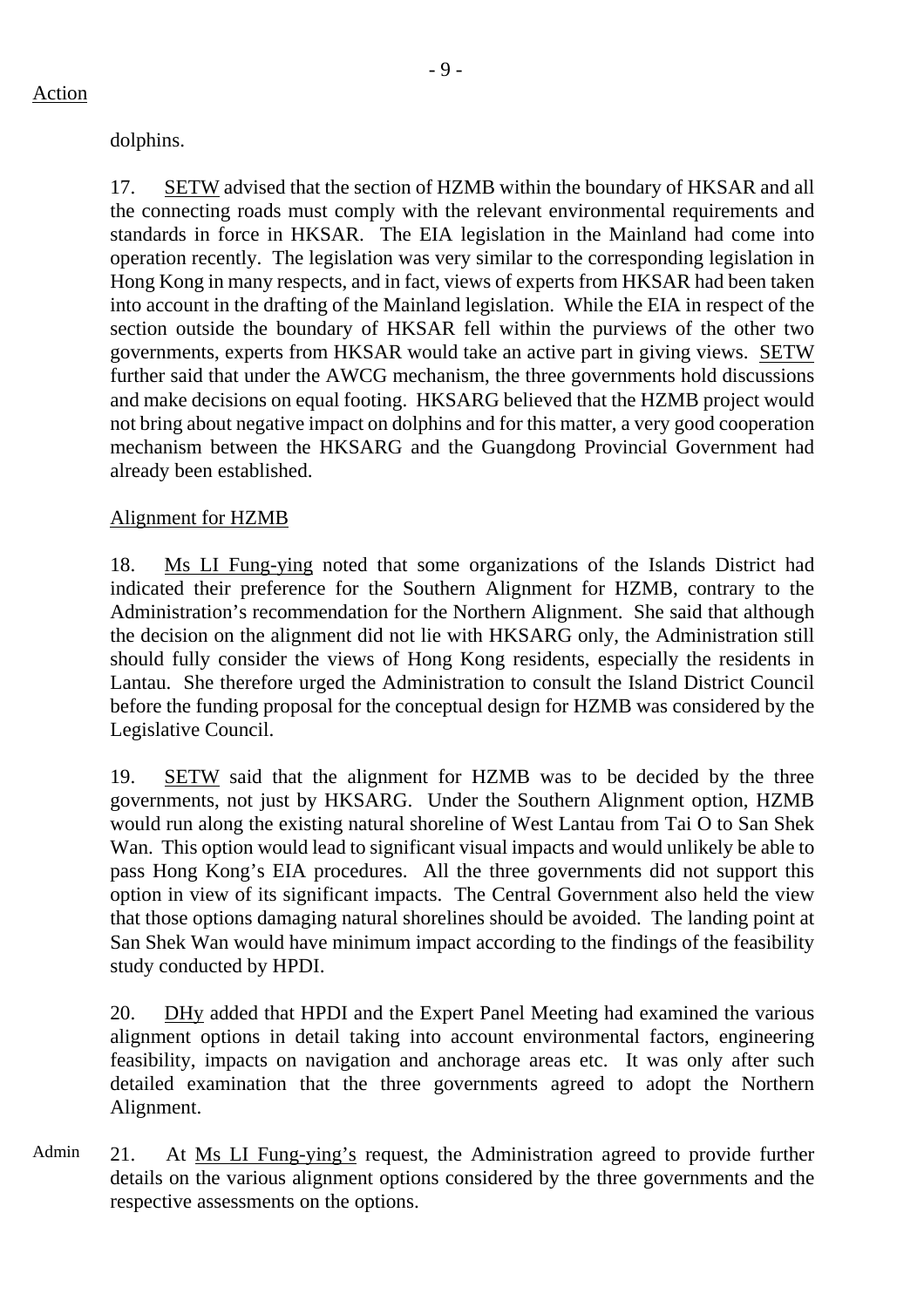Action

dolphins.

17. SETW advised that the section of HZMB within the boundary of HKSAR and all the connecting roads must comply with the relevant environmental requirements and standards in force in HKSAR. The EIA legislation in the Mainland had come into operation recently. The legislation was very similar to the corresponding legislation in Hong Kong in many respects, and in fact, views of experts from HKSAR had been taken into account in the drafting of the Mainland legislation. While the EIA in respect of the section outside the boundary of HKSAR fell within the purviews of the other two governments, experts from HKSAR would take an active part in giving views. SETW further said that under the AWCG mechanism, the three governments hold discussions and make decisions on equal footing. HKSARG believed that the HZMB project would not bring about negative impact on dolphins and for this matter, a very good cooperation mechanism between the HKSARG and the Guangdong Provincial Government had already been established.

Alignment for HZMB

18. Ms LI Fung-ying noted that some organizations of the Islands District had indicated their preference for the Southern Alignment for HZMB, contrary to the Administration's recommendation for the Northern Alignment. She said that although the decision on the alignment did not lie with HKSARG only, the Administration still should fully consider the views of Hong Kong residents, especially the residents in Lantau. She therefore urged the Administration to consult the Island District Council before the funding proposal for the conceptual design for HZMB was considered by the Legislative Council.

19. SETW said that the alignment for HZMB was to be decided by the three governments, not just by HKSARG. Under the Southern Alignment option, HZMB would run along the existing natural shoreline of West Lantau from Tai O to San Shek Wan. This option would lead to significant visual impacts and would unlikely be able to pass Hong Kong's EIA procedures. All the three governments did not support this option in view of its significant impacts. The Central Government also held the view that those options damaging natural shorelines should be avoided. The landing point at San Shek Wan would have minimum impact according to the findings of the feasibility study conducted by HPDI.

20. DHy added that HPDI and the Expert Panel Meeting had examined the various alignment options in detail taking into account environmental factors, engineering feasibility, impacts on navigation and anchorage areas etc. It was only after such detailed examination that the three governments agreed to adopt the Northern Alignment.

Admin

21. At Ms LI Fung-ying's request, the Administration agreed to provide further details on the various alignment options considered by the three governments and the respective assessments on the options.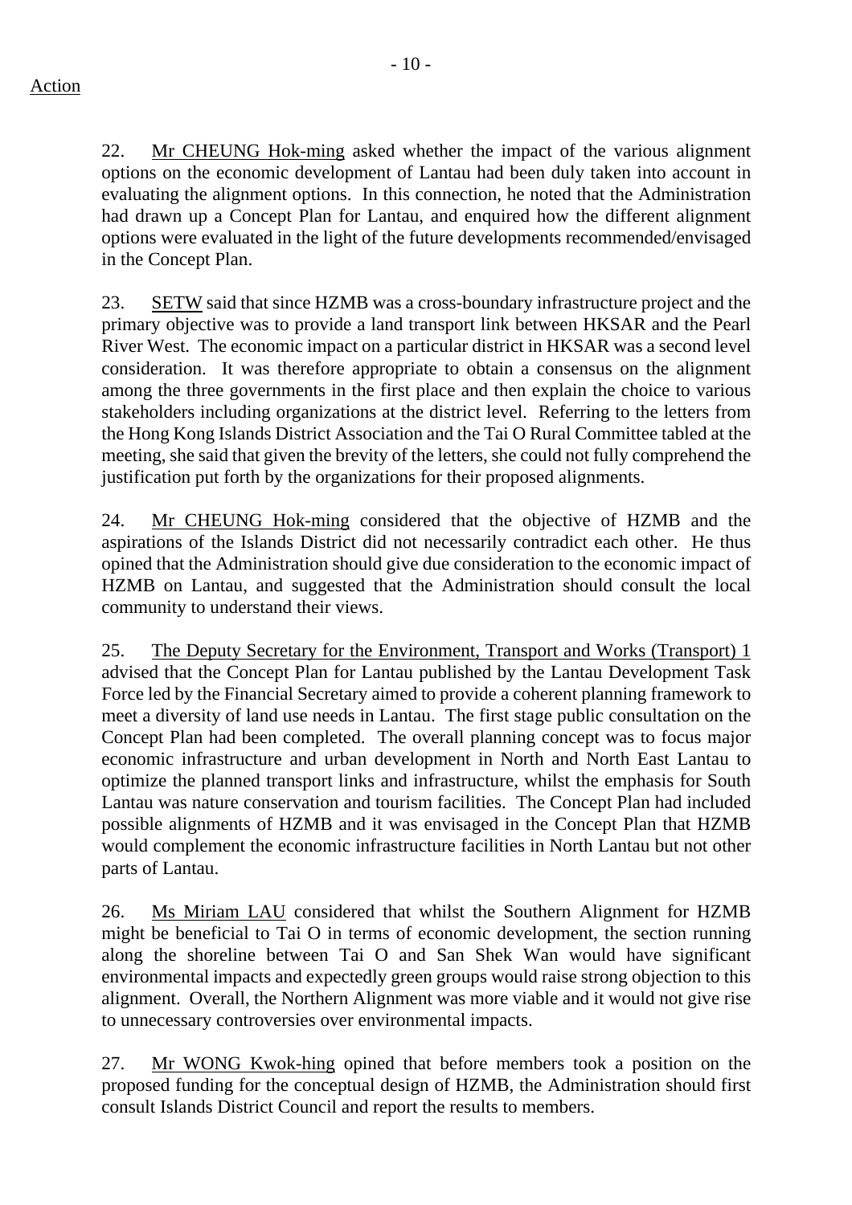Action

22. Mr CHEUNG Hok-ming asked whether the impact of the various alignment options on the economic development of Lantau had been duly taken into account in evaluating the alignment options. In this connection, he noted that the Administration had drawn up a Concept Plan for Lantau, and enquired how the different alignment options were evaluated in the light of the future developments recommended/envisaged in the Concept Plan.

23. SETW said that since HZMB was a cross-boundary infrastructure project and the primary objective was to provide a land transport link between HKSAR and the Pearl River West. The economic impact on a particular district in HKSAR was a second level consideration. It was therefore appropriate to obtain a consensus on the alignment among the three governments in the first place and then explain the choice to various stakeholders including organizations at the district level. Referring to the letters from the Hong Kong Islands District Association and the Tai O Rural Committee tabled at the meeting, she said that given the brevity of the letters, she could not fully comprehend the justification put forth by the organizations for their proposed alignments.

24. Mr CHEUNG Hok-ming considered that the objective of HZMB and the aspirations of the Islands District did not necessarily contradict each other. He thus opined that the Administration should give due consideration to the economic impact of HZMB on Lantau, and suggested that the Administration should consult the local community to understand their views.

25. The Deputy Secretary for the Environment, Transport and Works (Transport) 1 advised that the Concept Plan for Lantau published by the Lantau Development Task Force led by the Financial Secretary aimed to provide a coherent planning framework to meet a diversity of land use needs in Lantau. The first stage public consultation on the Concept Plan had been completed. The overall planning concept was to focus major economic infrastructure and urban development in North and North East Lantau to optimize the planned transport links and infrastructure, whilst the emphasis for South Lantau was nature conservation and tourism facilities. The Concept Plan had included possible alignments of HZMB and it was envisaged in the Concept Plan that HZMB would complement the economic infrastructure facilities in North Lantau but not other parts of Lantau.

26. Ms Miriam LAU considered that whilst the Southern Alignment for HZMB might be beneficial to Tai O in terms of economic development, the section running along the shoreline between Tai O and San Shek Wan would have significant environmental impacts and expectedly green groups would raise strong objection to this alignment. Overall, the Northern Alignment was more viable and it would not give rise to unnecessary controversies over environmental impacts.

27. Mr WONG Kwok-hing opined that before members took a position on the proposed funding for the conceptual design of HZMB, the Administration should first consult Islands District Council and report the results to members.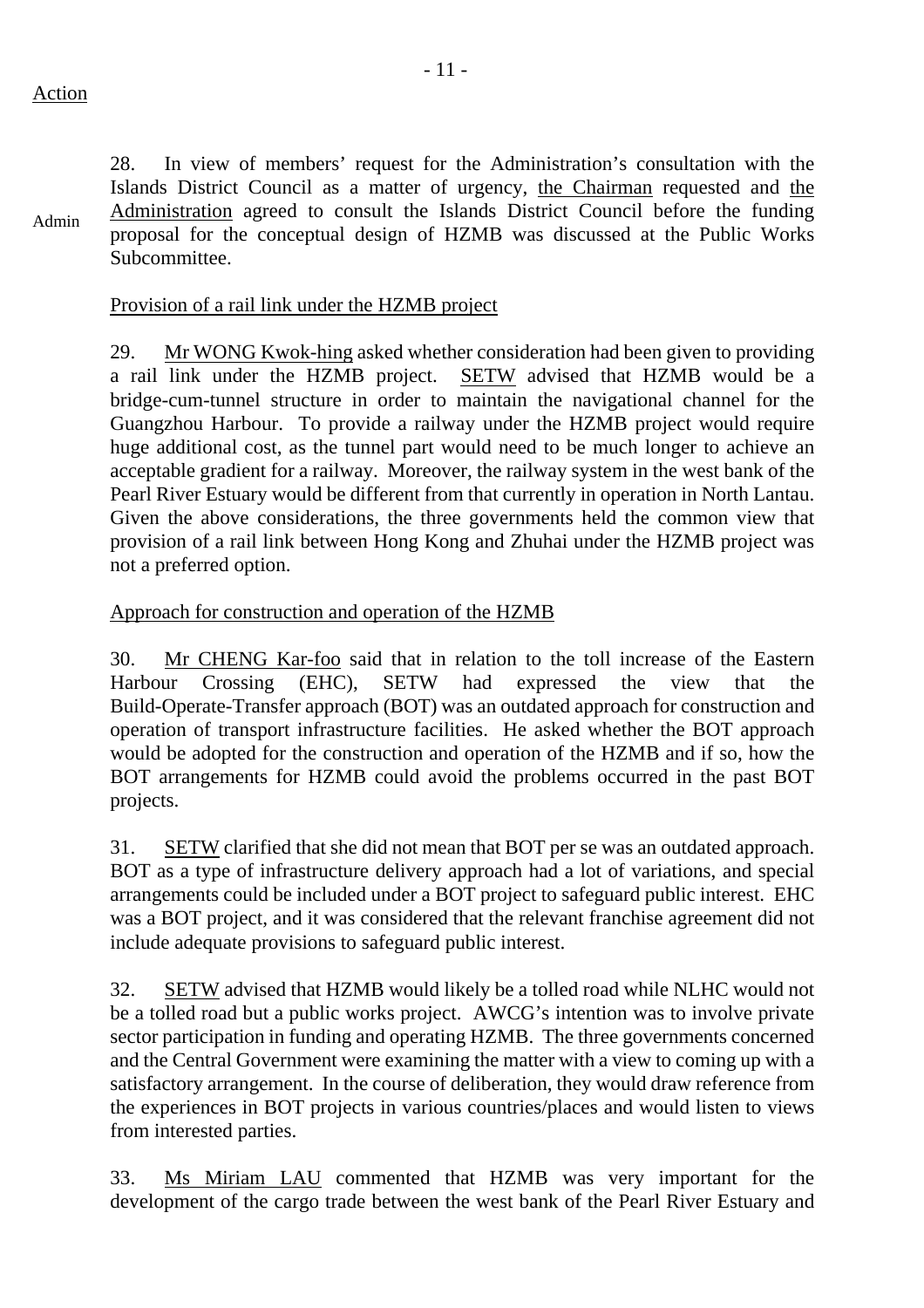Action

28. In view of members' request for the Administration's consultation with the Islands District Council as a matter of urgency, the Chairman requested and the Administration agreed to consult the Islands District Council before the funding proposal for the conceptual design of HZMB was discussed at the Public Works Subcommittee.

Admin

Provision of a rail link under the HZMB project

29. Mr WONG Kwok-hing asked whether consideration had been given to providing a rail link under the HZMB project. SETW advised that HZMB would be a bridge-cum-tunnel structure in order to maintain the navigational channel for the Guangzhou Harbour. To provide a railway under the HZMB project would require huge additional cost, as the tunnel part would need to be much longer to achieve an acceptable gradient for a railway. Moreover, the railway system in the west bank of the Pearl River Estuary would be different from that currently in operation in North Lantau. Given the above considerations, the three governments held the common view that provision of a rail link between Hong Kong and Zhuhai under the HZMB project was not a preferred option.

Approach for construction and operation of the HZMB

30. Mr CHENG Kar-foo said that in relation to the toll increase of the Eastern Harbour Crossing (EHC), SETW had expressed the view that the Build-Operate-Transfer approach (BOT) was an outdated approach for construction and operation of transport infrastructure facilities. He asked whether the BOT approach would be adopted for the construction and operation of the HZMB and if so, how the BOT arrangements for HZMB could avoid the problems occurred in the past BOT projects.

31. SETW clarified that she did not mean that BOT per se was an outdated approach. BOT as a type of infrastructure delivery approach had a lot of variations, and special arrangements could be included under a BOT project to safeguard public interest. EHC was a BOT project, and it was considered that the relevant franchise agreement did not include adequate provisions to safeguard public interest.

32. SETW advised that HZMB would likely be a tolled road while NLHC would not be a tolled road but a public works project. AWCG's intention was to involve private sector participation in funding and operating HZMB. The three governments concerned and the Central Government were examining the matter with a view to coming up with a satisfactory arrangement. In the course of deliberation, they would draw reference from the experiences in BOT projects in various countries/places and would listen to views from interested parties.

33. Ms Miriam LAU commented that HZMB was very important for the development of the cargo trade between the west bank of the Pearl River Estuary and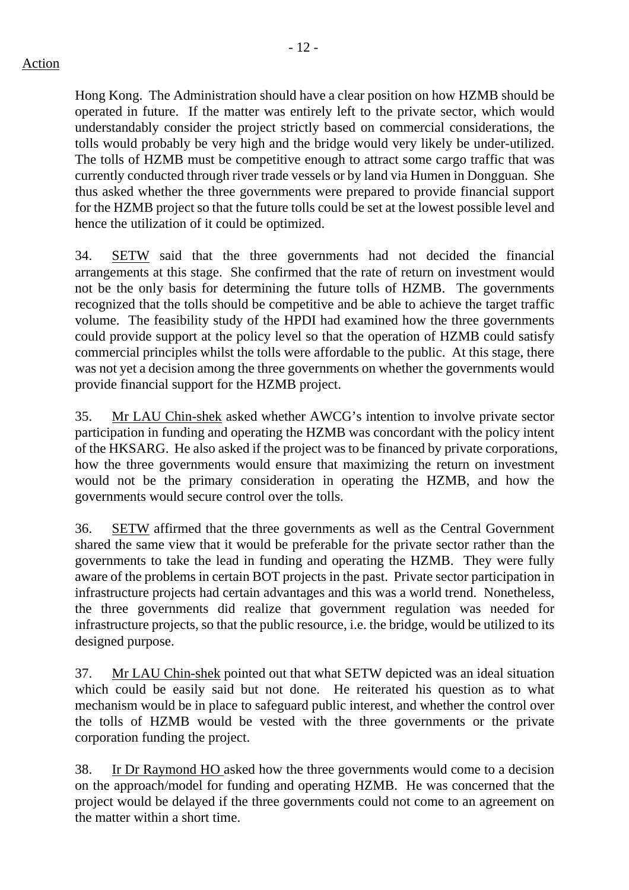Hong Kong. The Administration should have a clear position on how HZMB should be operated in future. If the matter was entirely left to the private sector, which would understandably consider the project strictly based on commercial considerations, the tolls would probably be very high and the bridge would very likely be under-utilized. The tolls of HZMB must be competitive enough to attract some cargo traffic that was currently conducted through river trade vessels or by land via Humen in Dongguan. She thus asked whether the three governments were prepared to provide financial support for the HZMB project so that the future tolls could be set at the lowest possible level and hence the utilization of it could be optimized.

34. SETW said that the three governments had not decided the financial arrangements at this stage. She confirmed that the rate of return on investment would not be the only basis for determining the future tolls of HZMB. The governments recognized that the tolls should be competitive and be able to achieve the target traffic volume. The feasibility study of the HPDI had examined how the three governments could provide support at the policy level so that the operation of HZMB could satisfy commercial principles whilst the tolls were affordable to the public. At this stage, there was not yet a decision among the three governments on whether the governments would provide financial support for the HZMB project.

35. Mr LAU Chin-shek asked whether AWCG's intention to involve private sector participation in funding and operating the HZMB was concordant with the policy intent of the HKSARG. He also asked if the project was to be financed by private corporations, how the three governments would ensure that maximizing the return on investment would not be the primary consideration in operating the HZMB, and how the governments would secure control over the tolls.

36. SETW affirmed that the three governments as well as the Central Government shared the same view that it would be preferable for the private sector rather than the governments to take the lead in funding and operating the HZMB. They were fully aware of the problems in certain BOT projects in the past. Private sector participation in infrastructure projects had certain advantages and this was a world trend. Nonetheless, the three governments did realize that government regulation was needed for infrastructure projects, so that the public resource, i.e. the bridge, would be utilized to its designed purpose.

37. Mr LAU Chin-shek pointed out that what SETW depicted was an ideal situation which could be easily said but not done. He reiterated his question as to what mechanism would be in place to safeguard public interest, and whether the control over the tolls of HZMB would be vested with the three governments or the private corporation funding the project.

38. Ir Dr Raymond HO asked how the three governments would come to a decision on the approach/model for funding and operating HZMB. He was concerned that the project would be delayed if the three governments could not come to an agreement on the matter within a short time.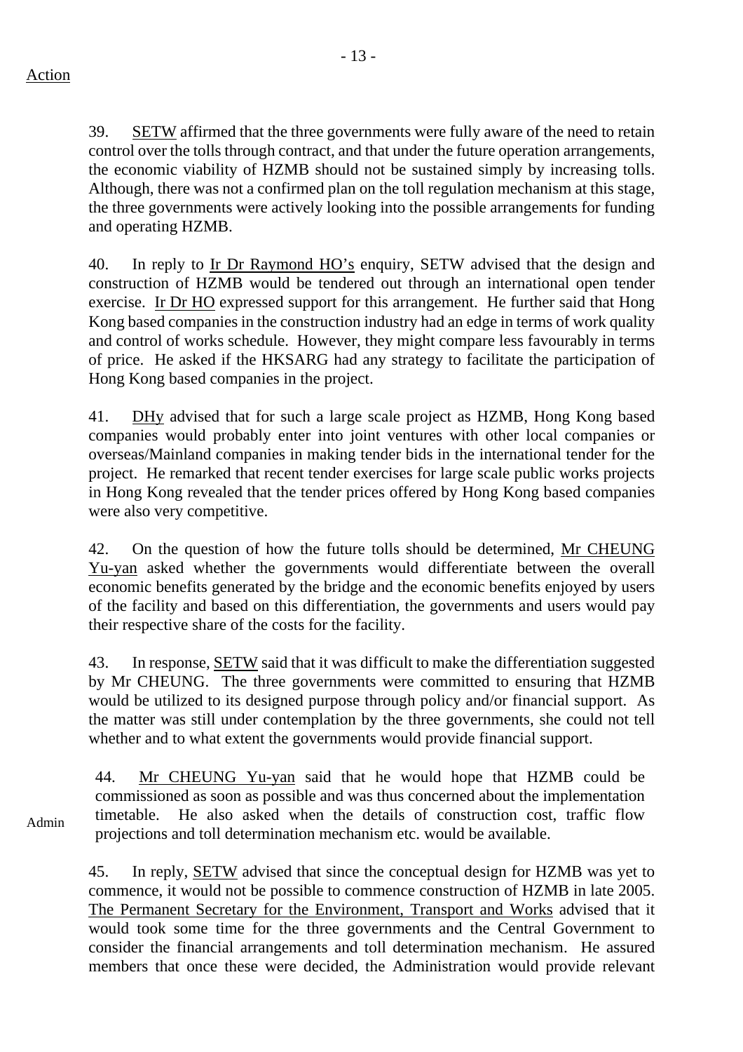Action

39. SETW affirmed that the three governments were fully aware of the need to retain control over the tolls through contract, and that under the future operation arrangements, the economic viability of HZMB should not be sustained simply by increasing tolls. Although, there was not a confirmed plan on the toll regulation mechanism at this stage, the three governments were actively looking into the possible arrangements for funding and operating HZMB.

40. In reply to Ir Dr Raymond HO's enquiry, SETW advised that the design and construction of HZMB would be tendered out through an international open tender exercise. Ir Dr HO expressed support for this arrangement. He further said that Hong Kong based companies in the construction industry had an edge in terms of work quality and control of works schedule. However, they might compare less favourably in terms of price. He asked if the HKSARG had any strategy to facilitate the participation of Hong Kong based companies in the project.

41. DHy advised that for such a large scale project as HZMB, Hong Kong based companies would probably enter into joint ventures with other local companies or overseas/Mainland companies in making tender bids in the international tender for the project. He remarked that recent tender exercises for large scale public works projects in Hong Kong revealed that the tender prices offered by Hong Kong based companies were also very competitive.

42. On the question of how the future tolls should be determined, Mr CHEUNG Yu-yan asked whether the governments would differentiate between the overall economic benefits generated by the bridge and the economic benefits enjoyed by users of the facility and based on this differentiation, the governments and users would pay their respective share of the costs for the facility.

43. In response, SETW said that it was difficult to make the differentiation suggested by Mr CHEUNG. The three governments were committed to ensuring that HZMB would be utilized to its designed purpose through policy and/or financial support. As the matter was still under contemplation by the three governments, she could not tell whether and to what extent the governments would provide financial support.

44. Mr CHEUNG Yu-yan said that he would hope that HZMB could be commissioned as soon as possible and was thus concerned about the implementation timetable. He also asked when the details of construction cost, traffic flow projections and toll determination mechanism etc. would be available.

Admin

45. In reply, SETW advised that since the conceptual design for HZMB was yet to commence, it would not be possible to commence construction of HZMB in late 2005. The Permanent Secretary for the Environment, Transport and Works advised that it would took some time for the three governments and the Central Government to consider the financial arrangements and toll determination mechanism. He assured members that once these were decided, the Administration would provide relevant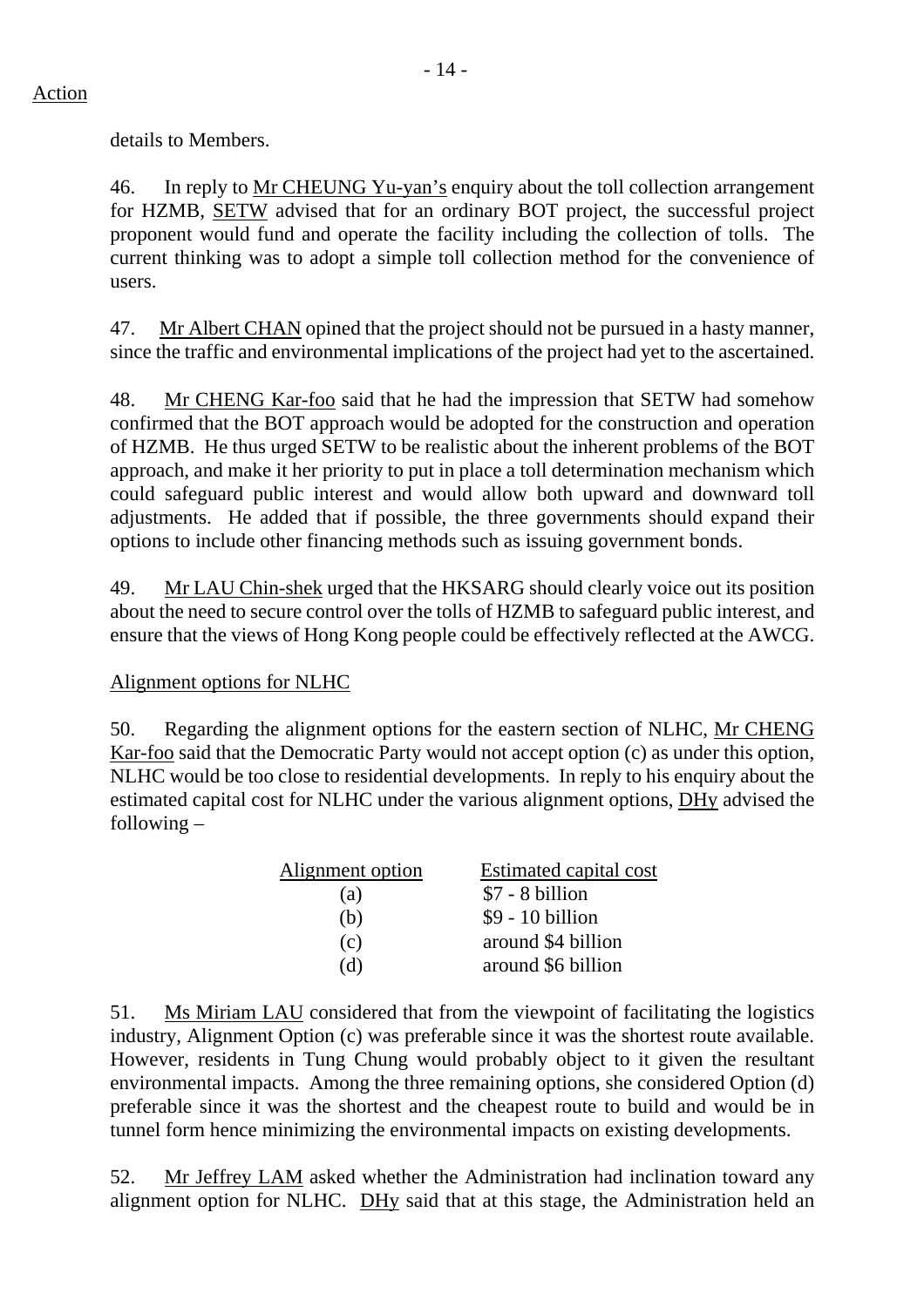Action

details to Members.

46. In reply to Mr CHEUNG Yu-yan's enquiry about the toll collection arrangement for HZMB, SETW advised that for an ordinary BOT project, the successful project proponent would fund and operate the facility including the collection of tolls. The current thinking was to adopt a simple toll collection method for the convenience of users.

47. Mr Albert CHAN opined that the project should not be pursued in a hasty manner, since the traffic and environmental implications of the project had yet to the ascertained.

48. Mr CHENG Kar-foo said that he had the impression that SETW had somehow confirmed that the BOT approach would be adopted for the construction and operation of HZMB. He thus urged SETW to be realistic about the inherent problems of the BOT approach, and make it her priority to put in place a toll determination mechanism which could safeguard public interest and would allow both upward and downward toll adjustments. He added that if possible, the three governments should expand their options to include other financing methods such as issuing government bonds.

49. Mr LAU Chin-shek urged that the HKSARG should clearly voice out its position about the need to secure control over the tolls of HZMB to safeguard public interest, and ensure that the views of Hong Kong people could be effectively reflected at the AWCG.

Alignment options for NLHC

50. Regarding the alignment options for the eastern section of NLHC, Mr CHENG Kar-foo said that the Democratic Party would not accept option (c) as under this option, NLHC would be too close to residential developments. In reply to his enquiry about the estimated capital cost for NLHC under the various alignment options, DHy advised the following –

| Alignment option | Estimated capital cost |
|---|---|
| (a) | $7 - 8 billion |
| (b) | $9 - 10 billion |
| (c) | around $4 billion |
| (d) | around $6 billion |

51. Ms Miriam LAU considered that from the viewpoint of facilitating the logistics industry, Alignment Option (c) was preferable since it was the shortest route available. However, residents in Tung Chung would probably object to it given the resultant environmental impacts. Among the three remaining options, she considered Option (d) preferable since it was the shortest and the cheapest route to build and would be in tunnel form hence minimizing the environmental impacts on existing developments.

52. Mr Jeffrey LAM asked whether the Administration had inclination toward any alignment option for NLHC. DHy said that at this stage, the Administration held an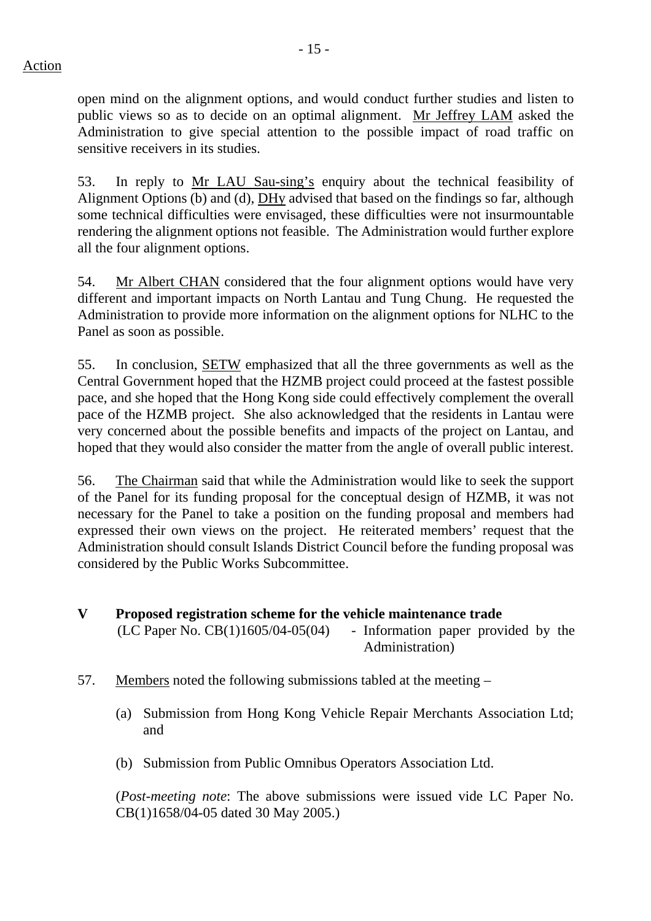Action

open mind on the alignment options, and would conduct further studies and listen to public views so as to decide on an optimal alignment. Mr Jeffrey LAM asked the Administration to give special attention to the possible impact of road traffic on sensitive receivers in its studies.

53. In reply to Mr LAU Sau-sing's enquiry about the technical feasibility of Alignment Options (b) and (d), DHy advised that based on the findings so far, although some technical difficulties were envisaged, these difficulties were not insurmountable rendering the alignment options not feasible. The Administration would further explore all the four alignment options.

54. Mr Albert CHAN considered that the four alignment options would have very different and important impacts on North Lantau and Tung Chung. He requested the Administration to provide more information on the alignment options for NLHC to the Panel as soon as possible.

55. In conclusion, SETW emphasized that all the three governments as well as the Central Government hoped that the HZMB project could proceed at the fastest possible pace, and she hoped that the Hong Kong side could effectively complement the overall pace of the HZMB project. She also acknowledged that the residents in Lantau were very concerned about the possible benefits and impacts of the project on Lantau, and hoped that they would also consider the matter from the angle of overall public interest.

56. The Chairman said that while the Administration would like to seek the support of the Panel for its funding proposal for the conceptual design of HZMB, it was not necessary for the Panel to take a position on the funding proposal and members had expressed their own views on the project. He reiterated members' request that the Administration should consult Islands District Council before the funding proposal was considered by the Public Works Subcommittee.

## V Proposed registration scheme for the vehicle maintenance trade

(LC Paper No. CB(1)1605/04-05(04) - Information paper provided by the Administration)

57. Members noted the following submissions tabled at the meeting –

(a) Submission from Hong Kong Vehicle Repair Merchants Association Ltd; and

(b) Submission from Public Omnibus Operators Association Ltd.

(*Post-meeting note*: The above submissions were issued vide LC Paper No. CB(1)1658/04-05 dated 30 May 2005.)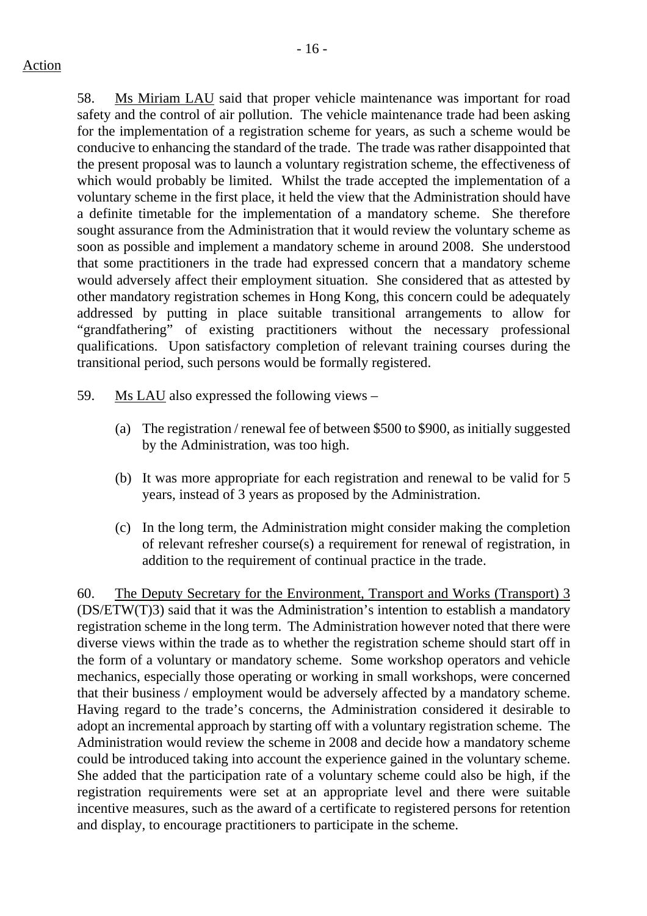Action

58. Ms Miriam LAU said that proper vehicle maintenance was important for road safety and the control of air pollution. The vehicle maintenance trade had been asking for the implementation of a registration scheme for years, as such a scheme would be conducive to enhancing the standard of the trade. The trade was rather disappointed that the present proposal was to launch a voluntary registration scheme, the effectiveness of which would probably be limited. Whilst the trade accepted the implementation of a voluntary scheme in the first place, it held the view that the Administration should have a definite timetable for the implementation of a mandatory scheme. She therefore sought assurance from the Administration that it would review the voluntary scheme as soon as possible and implement a mandatory scheme in around 2008. She understood that some practitioners in the trade had expressed concern that a mandatory scheme would adversely affect their employment situation. She considered that as attested by other mandatory registration schemes in Hong Kong, this concern could be adequately addressed by putting in place suitable transitional arrangements to allow for "grandfathering" of existing practitioners without the necessary professional qualifications. Upon satisfactory completion of relevant training courses during the transitional period, such persons would be formally registered.

59. Ms LAU also expressed the following views –

(a) The registration / renewal fee of between $500 to $900, as initially suggested by the Administration, was too high.

(b) It was more appropriate for each registration and renewal to be valid for 5 years, instead of 3 years as proposed by the Administration.

(c) In the long term, the Administration might consider making the completion of relevant refresher course(s) a requirement for renewal of registration, in addition to the requirement of continual practice in the trade.

60. The Deputy Secretary for the Environment, Transport and Works (Transport) 3 (DS/ETW(T)3) said that it was the Administration's intention to establish a mandatory registration scheme in the long term. The Administration however noted that there were diverse views within the trade as to whether the registration scheme should start off in the form of a voluntary or mandatory scheme. Some workshop operators and vehicle mechanics, especially those operating or working in small workshops, were concerned that their business / employment would be adversely affected by a mandatory scheme. Having regard to the trade's concerns, the Administration considered it desirable to adopt an incremental approach by starting off with a voluntary registration scheme. The Administration would review the scheme in 2008 and decide how a mandatory scheme could be introduced taking into account the experience gained in the voluntary scheme. She added that the participation rate of a voluntary scheme could also be high, if the registration requirements were set at an appropriate level and there were suitable incentive measures, such as the award of a certificate to registered persons for retention and display, to encourage practitioners to participate in the scheme.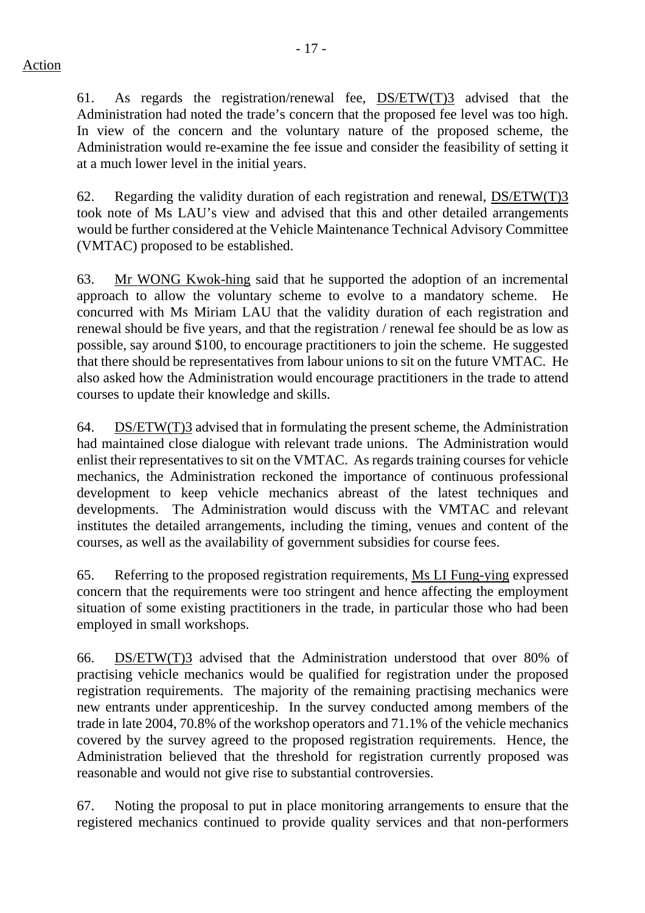Action

61. As regards the registration/renewal fee, DS/ETW(T)3 advised that the Administration had noted the trade's concern that the proposed fee level was too high. In view of the concern and the voluntary nature of the proposed scheme, the Administration would re-examine the fee issue and consider the feasibility of setting it at a much lower level in the initial years.

62. Regarding the validity duration of each registration and renewal, DS/ETW(T)3 took note of Ms LAU's view and advised that this and other detailed arrangements would be further considered at the Vehicle Maintenance Technical Advisory Committee (VMTAC) proposed to be established.

63. Mr WONG Kwok-hing said that he supported the adoption of an incremental approach to allow the voluntary scheme to evolve to a mandatory scheme. He concurred with Ms Miriam LAU that the validity duration of each registration and renewal should be five years, and that the registration / renewal fee should be as low as possible, say around $100, to encourage practitioners to join the scheme. He suggested that there should be representatives from labour unions to sit on the future VMTAC. He also asked how the Administration would encourage practitioners in the trade to attend courses to update their knowledge and skills.

64. DS/ETW(T)3 advised that in formulating the present scheme, the Administration had maintained close dialogue with relevant trade unions. The Administration would enlist their representatives to sit on the VMTAC. As regards training courses for vehicle mechanics, the Administration reckoned the importance of continuous professional development to keep vehicle mechanics abreast of the latest techniques and developments. The Administration would discuss with the VMTAC and relevant institutes the detailed arrangements, including the timing, venues and content of the courses, as well as the availability of government subsidies for course fees.

65. Referring to the proposed registration requirements, Ms LI Fung-ying expressed concern that the requirements were too stringent and hence affecting the employment situation of some existing practitioners in the trade, in particular those who had been employed in small workshops.

66. DS/ETW(T)3 advised that the Administration understood that over 80% of practising vehicle mechanics would be qualified for registration under the proposed registration requirements. The majority of the remaining practising mechanics were new entrants under apprenticeship. In the survey conducted among members of the trade in late 2004, 70.8% of the workshop operators and 71.1% of the vehicle mechanics covered by the survey agreed to the proposed registration requirements. Hence, the Administration believed that the threshold for registration currently proposed was reasonable and would not give rise to substantial controversies.

67. Noting the proposal to put in place monitoring arrangements to ensure that the registered mechanics continued to provide quality services and that non-performers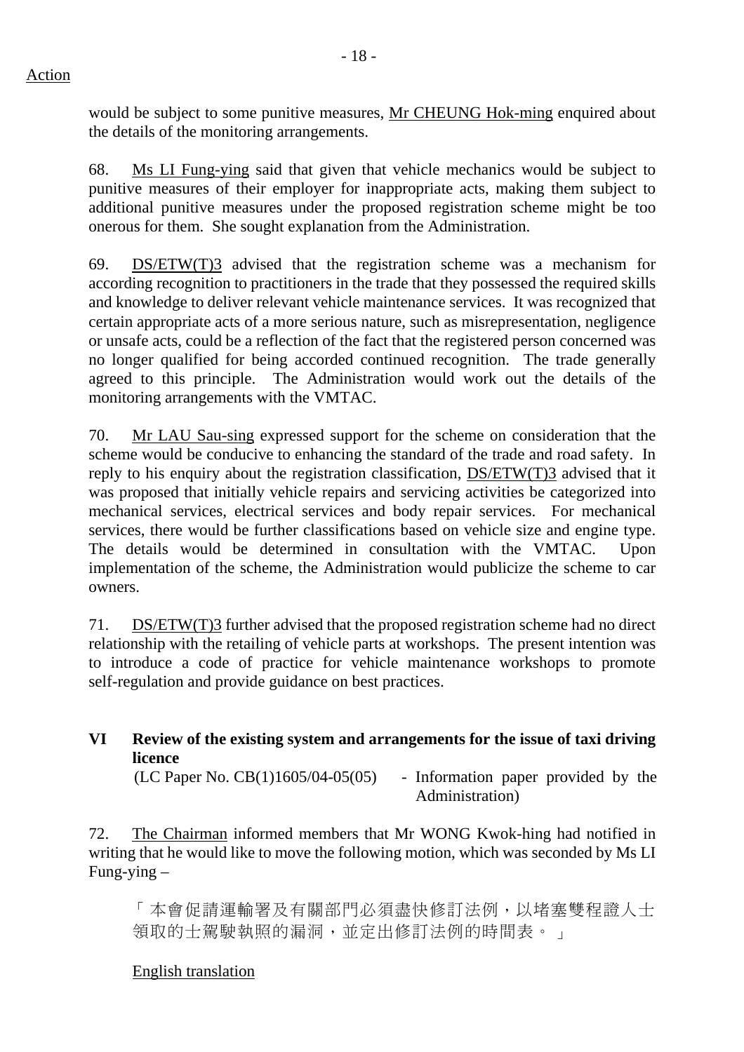Action

would be subject to some punitive measures, Mr CHEUNG Hok-ming enquired about the details of the monitoring arrangements.

68. Ms LI Fung-ying said that given that vehicle mechanics would be subject to punitive measures of their employer for inappropriate acts, making them subject to additional punitive measures under the proposed registration scheme might be too onerous for them. She sought explanation from the Administration.

69. DS/ETW(T)3 advised that the registration scheme was a mechanism for according recognition to practitioners in the trade that they possessed the required skills and knowledge to deliver relevant vehicle maintenance services. It was recognized that certain appropriate acts of a more serious nature, such as misrepresentation, negligence or unsafe acts, could be a reflection of the fact that the registered person concerned was no longer qualified for being accorded continued recognition. The trade generally agreed to this principle. The Administration would work out the details of the monitoring arrangements with the VMTAC.

70. Mr LAU Sau-sing expressed support for the scheme on consideration that the scheme would be conducive to enhancing the standard of the trade and road safety. In reply to his enquiry about the registration classification, DS/ETW(T)3 advised that it was proposed that initially vehicle repairs and servicing activities be categorized into mechanical services, electrical services and body repair services. For mechanical services, there would be further classifications based on vehicle size and engine type. The details would be determined in consultation with the VMTAC. Upon implementation of the scheme, the Administration would publicize the scheme to car owners.

71. DS/ETW(T)3 further advised that the proposed registration scheme had no direct relationship with the retailing of vehicle parts at workshops. The present intention was to introduce a code of practice for vehicle maintenance workshops to promote self-regulation and provide guidance on best practices.

## VI Review of the existing system and arrangements for the issue of taxi driving licence

(LC Paper No. CB(1)1605/04-05(05) - Information paper provided by the Administration)

72. The Chairman informed members that Mr WONG Kwok-hing had notified in writing that he would like to move the following motion, which was seconded by Ms LI Fung-ying –

「本會促請運輸署及有關部門必須盡快修訂法例，以堵塞雙程證人士領取的士駕駛執照的漏洞，並定出修訂法例的時間表。」

English translation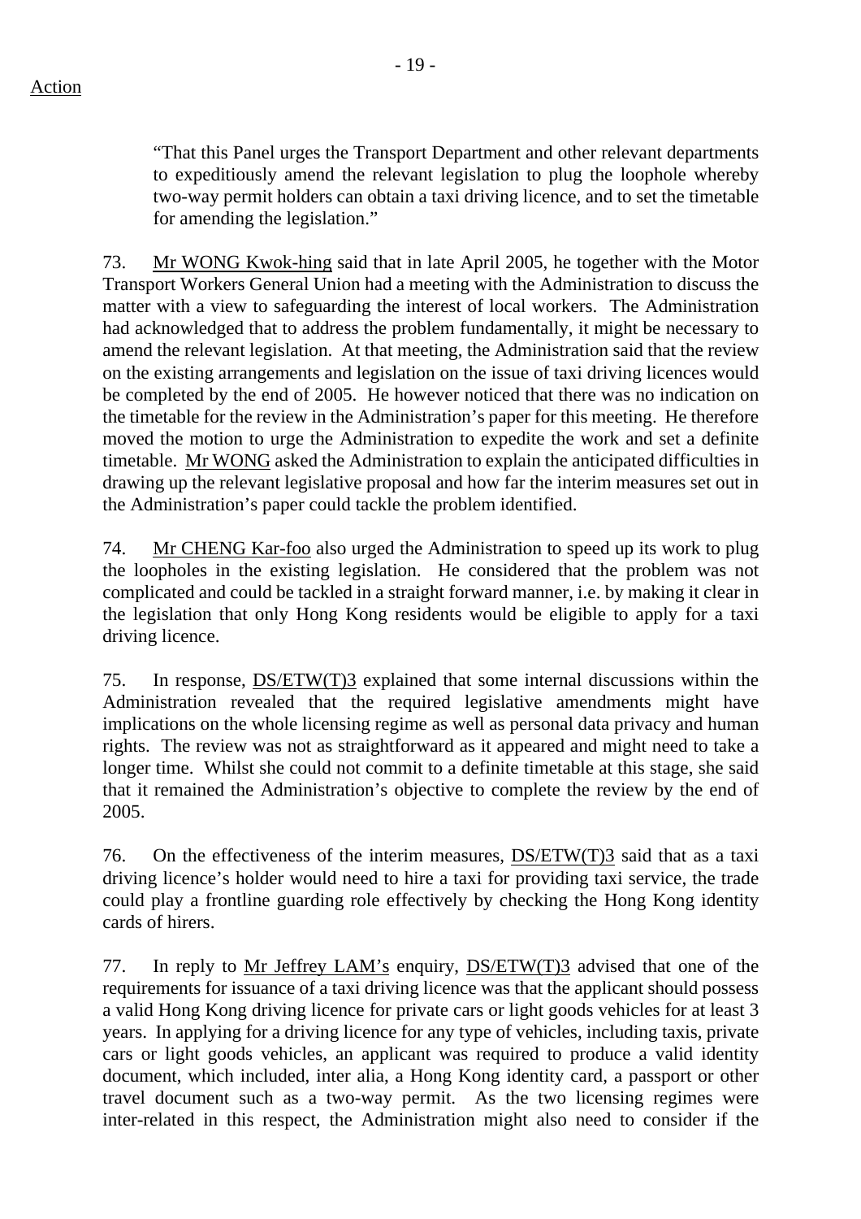"That this Panel urges the Transport Department and other relevant departments to expeditiously amend the relevant legislation to plug the loophole whereby two-way permit holders can obtain a taxi driving licence, and to set the timetable for amending the legislation."

73. Mr WONG Kwok-hing said that in late April 2005, he together with the Motor Transport Workers General Union had a meeting with the Administration to discuss the matter with a view to safeguarding the interest of local workers. The Administration had acknowledged that to address the problem fundamentally, it might be necessary to amend the relevant legislation. At that meeting, the Administration said that the review on the existing arrangements and legislation on the issue of taxi driving licences would be completed by the end of 2005. He however noticed that there was no indication on the timetable for the review in the Administration's paper for this meeting. He therefore moved the motion to urge the Administration to expedite the work and set a definite timetable. Mr WONG asked the Administration to explain the anticipated difficulties in drawing up the relevant legislative proposal and how far the interim measures set out in the Administration's paper could tackle the problem identified.

74. Mr CHENG Kar-foo also urged the Administration to speed up its work to plug the loopholes in the existing legislation. He considered that the problem was not complicated and could be tackled in a straight forward manner, i.e. by making it clear in the legislation that only Hong Kong residents would be eligible to apply for a taxi driving licence.

75. In response, DS/ETW(T)3 explained that some internal discussions within the Administration revealed that the required legislative amendments might have implications on the whole licensing regime as well as personal data privacy and human rights. The review was not as straightforward as it appeared and might need to take a longer time. Whilst she could not commit to a definite timetable at this stage, she said that it remained the Administration's objective to complete the review by the end of 2005.

76. On the effectiveness of the interim measures, DS/ETW(T)3 said that as a taxi driving licence's holder would need to hire a taxi for providing taxi service, the trade could play a frontline guarding role effectively by checking the Hong Kong identity cards of hirers.

77. In reply to Mr Jeffrey LAM's enquiry, DS/ETW(T)3 advised that one of the requirements for issuance of a taxi driving licence was that the applicant should possess a valid Hong Kong driving licence for private cars or light goods vehicles for at least 3 years. In applying for a driving licence for any type of vehicles, including taxis, private cars or light goods vehicles, an applicant was required to produce a valid identity document, which included, inter alia, a Hong Kong identity card, a passport or other travel document such as a two-way permit. As the two licensing regimes were inter-related in this respect, the Administration might also need to consider if the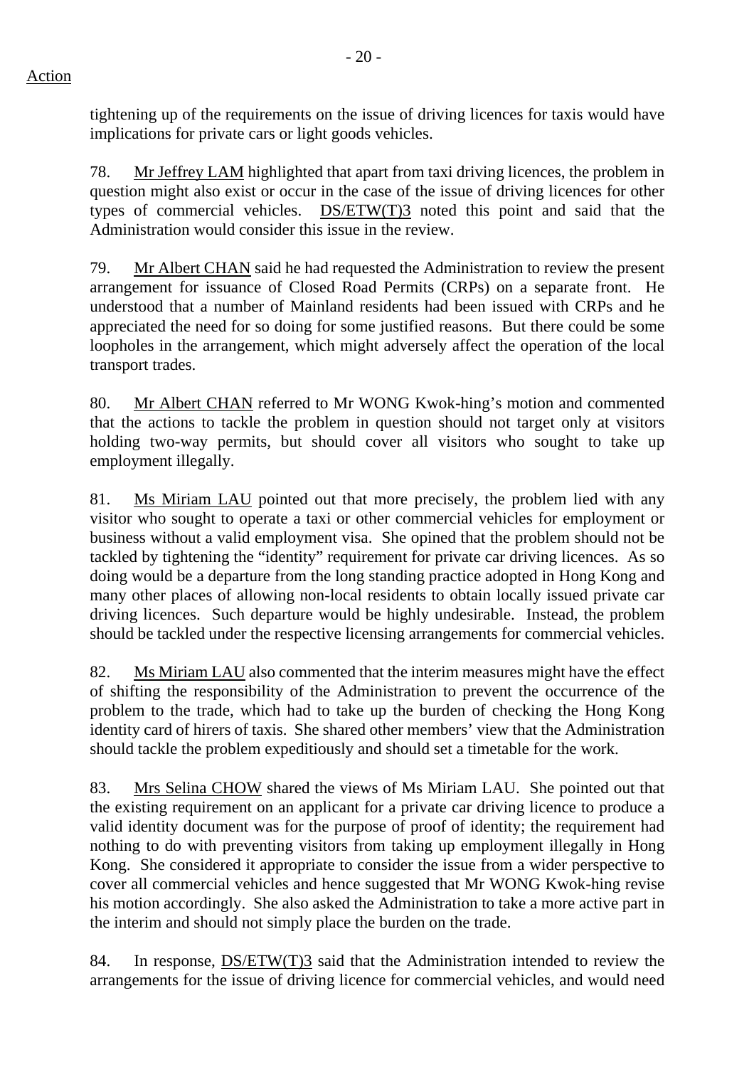Action

tightening up of the requirements on the issue of driving licences for taxis would have implications for private cars or light goods vehicles.

78. Mr Jeffrey LAM highlighted that apart from taxi driving licences, the problem in question might also exist or occur in the case of the issue of driving licences for other types of commercial vehicles. DS/ETW(T)3 noted this point and said that the Administration would consider this issue in the review.

79. Mr Albert CHAN said he had requested the Administration to review the present arrangement for issuance of Closed Road Permits (CRPs) on a separate front. He understood that a number of Mainland residents had been issued with CRPs and he appreciated the need for so doing for some justified reasons. But there could be some loopholes in the arrangement, which might adversely affect the operation of the local transport trades.

80. Mr Albert CHAN referred to Mr WONG Kwok-hing's motion and commented that the actions to tackle the problem in question should not target only at visitors holding two-way permits, but should cover all visitors who sought to take up employment illegally.

81. Ms Miriam LAU pointed out that more precisely, the problem lied with any visitor who sought to operate a taxi or other commercial vehicles for employment or business without a valid employment visa. She opined that the problem should not be tackled by tightening the "identity" requirement for private car driving licences. As so doing would be a departure from the long standing practice adopted in Hong Kong and many other places of allowing non-local residents to obtain locally issued private car driving licences. Such departure would be highly undesirable. Instead, the problem should be tackled under the respective licensing arrangements for commercial vehicles.

82. Ms Miriam LAU also commented that the interim measures might have the effect of shifting the responsibility of the Administration to prevent the occurrence of the problem to the trade, which had to take up the burden of checking the Hong Kong identity card of hirers of taxis. She shared other members' view that the Administration should tackle the problem expeditiously and should set a timetable for the work.

83. Mrs Selina CHOW shared the views of Ms Miriam LAU. She pointed out that the existing requirement on an applicant for a private car driving licence to produce a valid identity document was for the purpose of proof of identity; the requirement had nothing to do with preventing visitors from taking up employment illegally in Hong Kong. She considered it appropriate to consider the issue from a wider perspective to cover all commercial vehicles and hence suggested that Mr WONG Kwok-hing revise his motion accordingly. She also asked the Administration to take a more active part in the interim and should not simply place the burden on the trade.

84. In response, DS/ETW(T)3 said that the Administration intended to review the arrangements for the issue of driving licence for commercial vehicles, and would need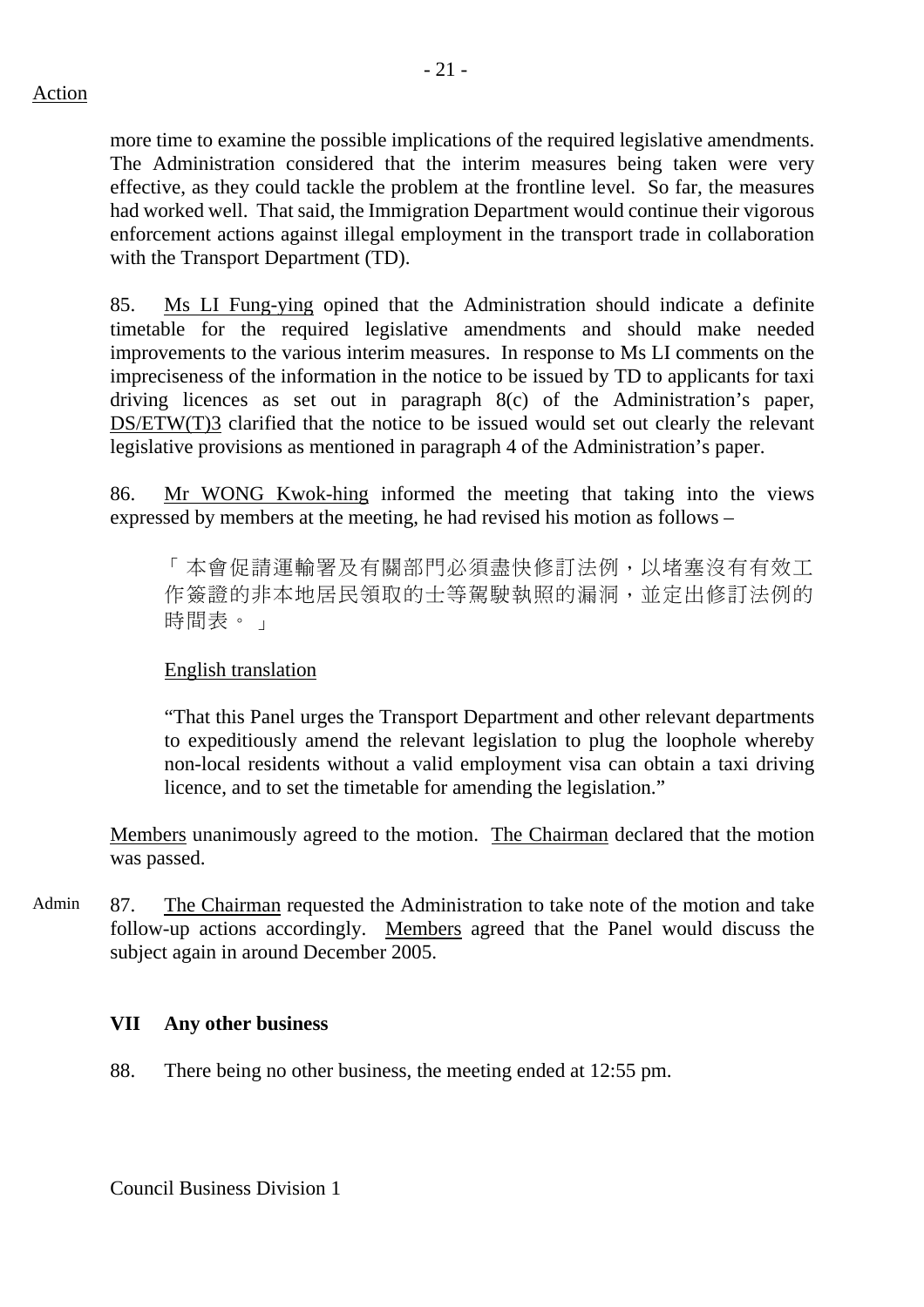Action

more time to examine the possible implications of the required legislative amendments. The Administration considered that the interim measures being taken were very effective, as they could tackle the problem at the frontline level. So far, the measures had worked well. That said, the Immigration Department would continue their vigorous enforcement actions against illegal employment in the transport trade in collaboration with the Transport Department (TD).

85. Ms LI Fung-ying opined that the Administration should indicate a definite timetable for the required legislative amendments and should make needed improvements to the various interim measures. In response to Ms LI comments on the impreciseness of the information in the notice to be issued by TD to applicants for taxi driving licences as set out in paragraph 8(c) of the Administration's paper, DS/ETW(T)3 clarified that the notice to be issued would set out clearly the relevant legislative provisions as mentioned in paragraph 4 of the Administration's paper.

86. Mr WONG Kwok-hing informed the meeting that taking into the views expressed by members at the meeting, he had revised his motion as follows –

> 「本會促請運輸署及有關部門必須盡快修訂法例，以堵塞沒有有效工作簽證的非本地居民領取的士等駕駛執照的漏洞，並定出修訂法例的時間表。」
>
> English translation
>
> "That this Panel urges the Transport Department and other relevant departments to expeditiously amend the relevant legislation to plug the loophole whereby non-local residents without a valid employment visa can obtain a taxi driving licence, and to set the timetable for amending the legislation."

Members unanimously agreed to the motion. The Chairman declared that the motion was passed.

Admin

87. The Chairman requested the Administration to take note of the motion and take follow-up actions accordingly. Members agreed that the Panel would discuss the subject again in around December 2005.

## VII Any other business

88. There being no other business, the meeting ended at 12:55 pm.

Council Business Division 1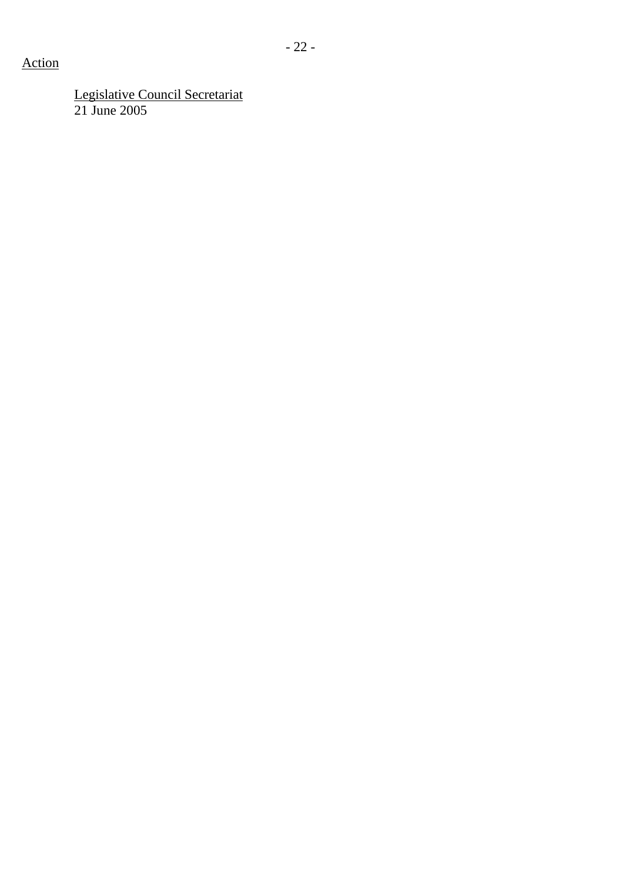Action

<u>Legislative Council Secretariat</u>
21 June 2005